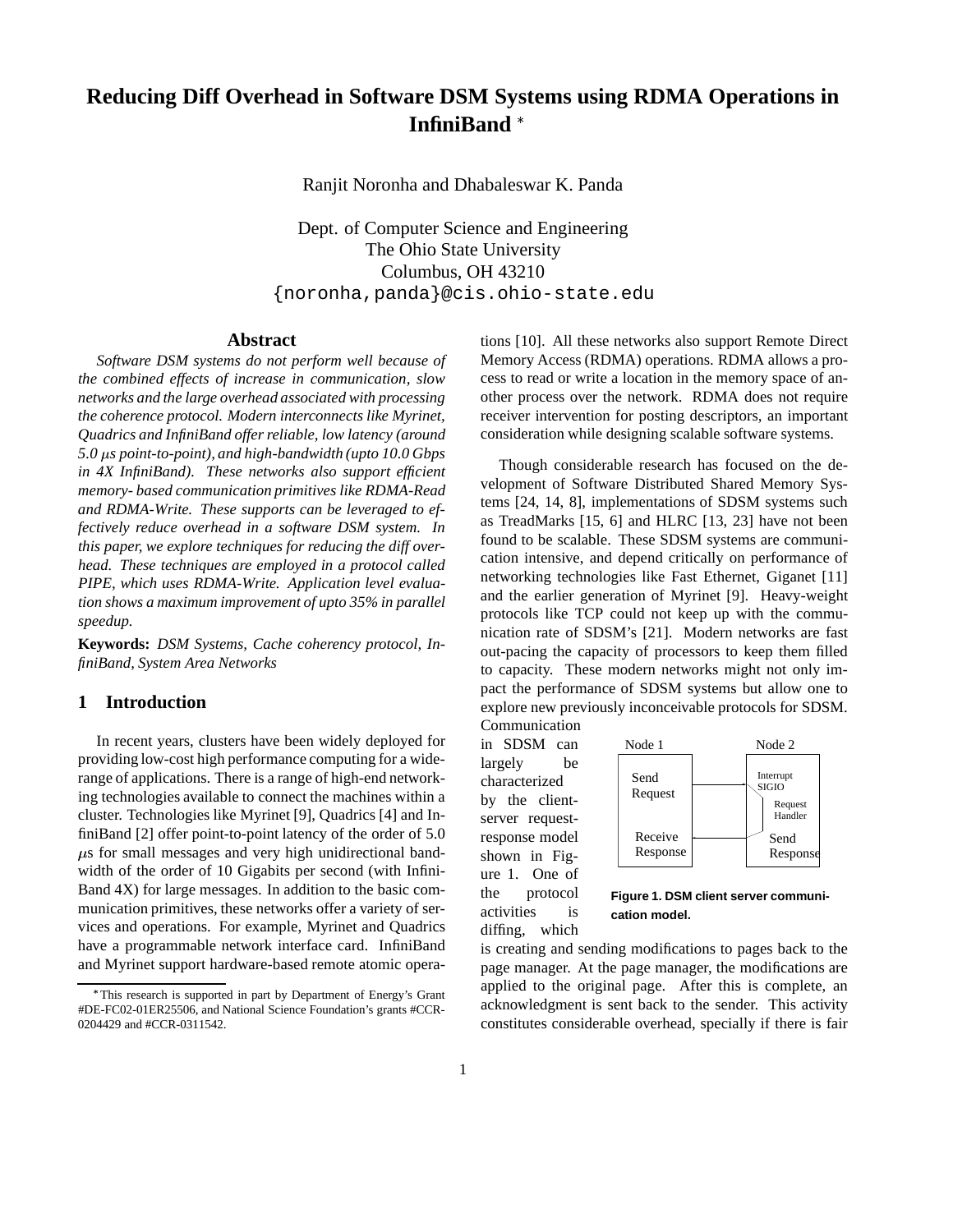# Reducing Diff Overhead in Software DSM Systems using RDMA Operations in InfiniBand *

Ranjit Noronha and Dhabaleswar K. Panda

Dept. of Computer Science and Engineering
The Ohio State University
Columbus, OH 43210
{noronha,panda}@cis.ohio-state.edu

## Abstract

*Software DSM systems do not perform well because of the combined effects of increase in communication, slow networks and the large overhead associated with processing the coherence protocol. Modern interconnects like Myrinet, Quadrics and InfiniBand offer reliable, low latency (around 5.0 $\mu$s point-to-point), and high-bandwidth (upto 10.0 Gbps in 4X InfiniBand). These networks also support efficient memory- based communication primitives like RDMA-Read and RDMA-Write. These supports can be leveraged to effectively reduce overhead in a software DSM system. In this paper, we explore techniques for reducing the diff overhead. These techniques are employed in a protocol called PIPE, which uses RDMA-Write. Application level evaluation shows a maximum improvement of upto 35% in parallel speedup.*

**Keywords:** *DSM Systems, Cache coherency protocol, InfiniBand, System Area Networks*

## 1 Introduction

In recent years, clusters have been widely deployed for providing low-cost high performance computing for a wide-range of applications. There is a range of high-end networking technologies available to connect the machines within a cluster. Technologies like Myrinet [9], Quadrics [4] and InfiniBand [2] offer point-to-point latency of the order of 5.0 $\mu$s for small messages and very high unidirectional bandwidth of the order of 10 Gigabits per second (with InfiniBand 4X) for large messages. In addition to the basic communication primitives, these networks offer a variety of services and operations. For example, Myrinet and Quadrics have a programmable network interface card. InfiniBand and Myrinet support hardware-based remote atomic operations [10]. All these networks also support Remote Direct Memory Access (RDMA) operations. RDMA allows a process to read or write a location in the memory space of another process over the network. RDMA does not require receiver intervention for posting descriptors, an important consideration while designing scalable software systems.

Though considerable research has focused on the development of Software Distributed Shared Memory Systems [24, 14, 8], implementations of SDSM systems such as TreadMarks [15, 6] and HLRC [13, 23] have not been found to be scalable. These SDSM systems are communication intensive, and depend critically on performance of networking technologies like Fast Ethernet, Giganet [11] and the earlier generation of Myrinet [9]. Heavy-weight protocols like TCP could not keep up with the communication rate of SDSM's [21]. Modern networks are fast out-pacing the capacity of processors to keep them filled to capacity. These modern networks might not only impact the performance of SDSM systems but allow one to explore new previously inconceivable protocols for SDSM. Communication in SDSM can largely be characterized by the client-server request-response model shown in Figure 1. One of the protocol activities is diffing, which is creating and sending modifications to pages back to the page manager. At the page manager, the modifications are applied to the original page. After this is complete, an acknowledgment is sent back to the sender. This activity constitutes considerable overhead, specially if there is fair

Node 1 | Node 2
Send Request | Interrupt SIGIO | Request Handler
Receive Response | Send Response

**Figure 1. DSM client server communication model.**

*This research is supported in part by Department of Energy's Grant #DE-FC02-01ER25506, and National Science Foundation's grants #CCR-0204429 and #CCR-0311542.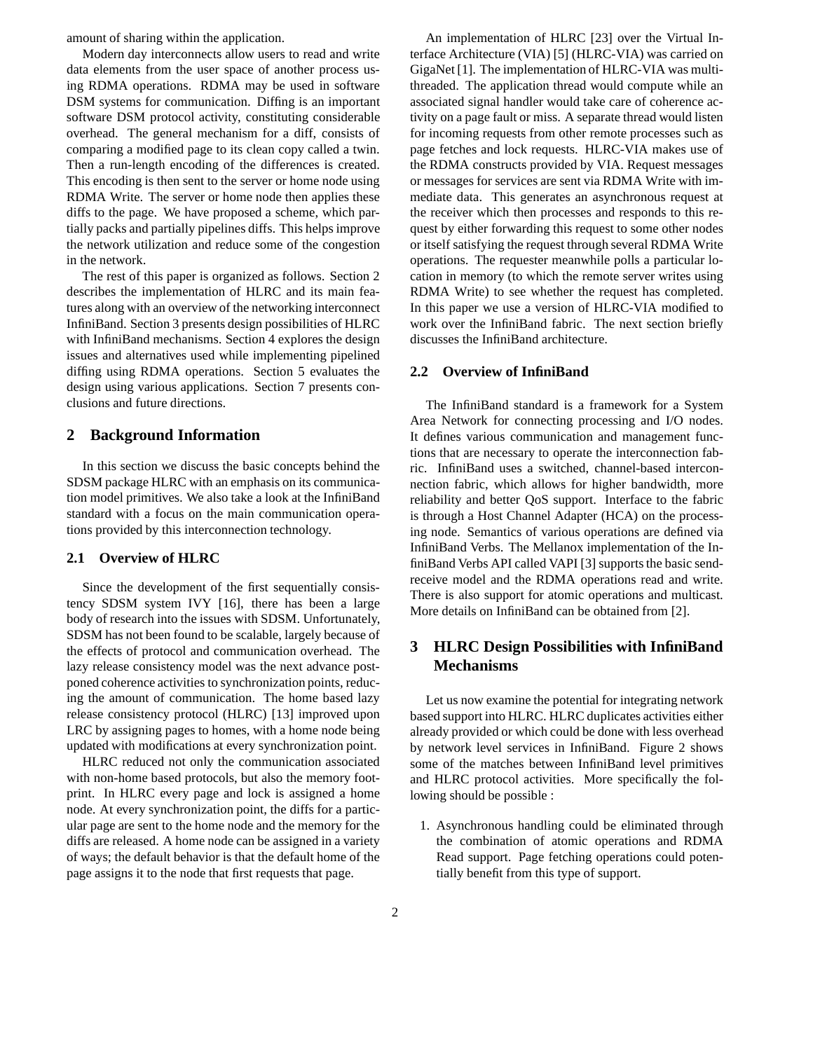amount of sharing within the application.

Modern day interconnects allow users to read and write data elements from the user space of another process using RDMA operations. RDMA may be used in software DSM systems for communication. Diffing is an important software DSM protocol activity, constituting considerable overhead. The general mechanism for a diff, consists of comparing a modified page to its clean copy called a twin. Then a run-length encoding of the differences is created. This encoding is then sent to the server or home node using RDMA Write. The server or home node then applies these diffs to the page. We have proposed a scheme, which partially packs and partially pipelines diffs. This helps improve the network utilization and reduce some of the congestion in the network.

The rest of this paper is organized as follows. Section 2 describes the implementation of HLRC and its main features along with an overview of the networking interconnect InfiniBand. Section 3 presents design possibilities of HLRC with InfiniBand mechanisms. Section 4 explores the design issues and alternatives used while implementing pipelined diffing using RDMA operations. Section 5 evaluates the design using various applications. Section 7 presents conclusions and future directions.

## 2 Background Information

In this section we discuss the basic concepts behind the SDSM package HLRC with an emphasis on its communication model primitives. We also take a look at the InfiniBand standard with a focus on the main communication operations provided by this interconnection technology.

### 2.1 Overview of HLRC

Since the development of the first sequentially consistency SDSM system IVY [16], there has been a large body of research into the issues with SDSM. Unfortunately, SDSM has not been found to be scalable, largely because of the effects of protocol and communication overhead. The lazy release consistency model was the next advance postponed coherence activities to synchronization points, reducing the amount of communication. The home based lazy release consistency protocol (HLRC) [13] improved upon LRC by assigning pages to homes, with a home node being updated with modifications at every synchronization point.

HLRC reduced not only the communication associated with non-home based protocols, but also the memory footprint. In HLRC every page and lock is assigned a home node. At every synchronization point, the diffs for a particular page are sent to the home node and the memory for the diffs are released. A home node can be assigned in a variety of ways; the default behavior is that the default home of the page assigns it to the node that first requests that page.

An implementation of HLRC [23] over the Virtual Interface Architecture (VIA) [5] (HLRC-VIA) was carried on GigaNet [1]. The implementation of HLRC-VIA was multi-threaded. The application thread would compute while an associated signal handler would take care of coherence activity on a page fault or miss. A separate thread would listen for incoming requests from other remote processes such as page fetches and lock requests. HLRC-VIA makes use of the RDMA constructs provided by VIA. Request messages or messages for services are sent via RDMA Write with immediate data. This generates an asynchronous request at the receiver which then processes and responds to this request by either forwarding this request to some other nodes or itself satisfying the request through several RDMA Write operations. The requester meanwhile polls a particular location in memory (to which the remote server writes using RDMA Write) to see whether the request has completed. In this paper we use a version of HLRC-VIA modified to work over the InfiniBand fabric. The next section briefly discusses the InfiniBand architecture.

### 2.2 Overview of InfiniBand

The InfiniBand standard is a framework for a System Area Network for connecting processing and I/O nodes. It defines various communication and management functions that are necessary to operate the interconnection fabric. InfiniBand uses a switched, channel-based interconnection fabric, which allows for higher bandwidth, more reliability and better QoS support. Interface to the fabric is through a Host Channel Adapter (HCA) on the processing node. Semantics of various operations are defined via InfiniBand Verbs. The Mellanox implementation of the InfiniBand Verbs API called VAPI [3] supports the basic send-receive model and the RDMA operations read and write. There is also support for atomic operations and multicast. More details on InfiniBand can be obtained from [2].

## 3 HLRC Design Possibilities with InfiniBand Mechanisms

Let us now examine the potential for integrating network based support into HLRC. HLRC duplicates activities either already provided or which could be done with less overhead by network level services in InfiniBand. Figure 2 shows some of the matches between InfiniBand level primitives and HLRC protocol activities. More specifically the following should be possible :

1. Asynchronous handling could be eliminated through the combination of atomic operations and RDMA Read support. Page fetching operations could potentially benefit from this type of support.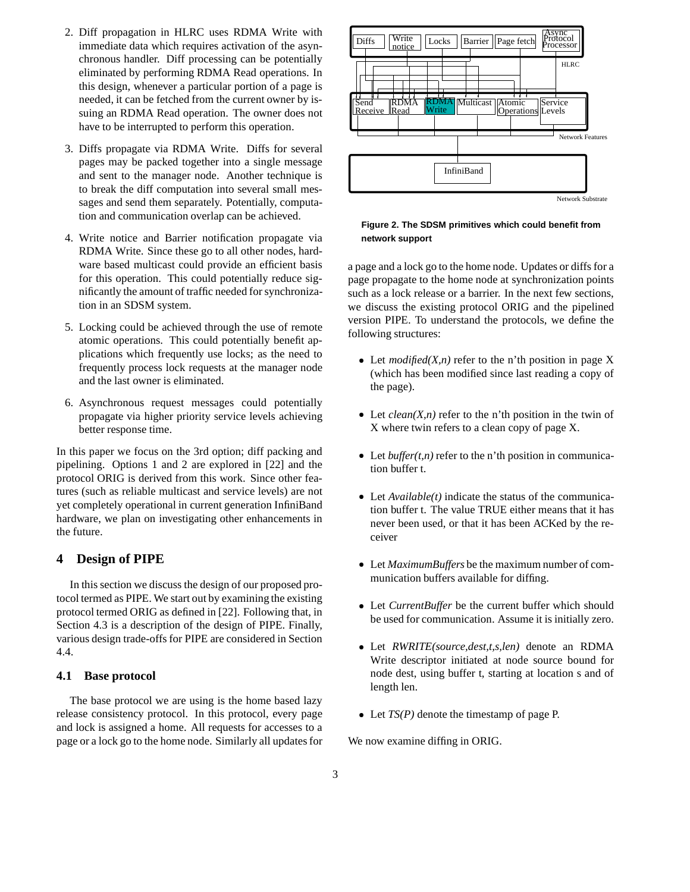2. Diff propagation in HLRC uses RDMA Write with immediate data which requires activation of the asynchronous handler. Diff processing can be potentially eliminated by performing RDMA Read operations. In this design, whenever a particular portion of a page is needed, it can be fetched from the current owner by issuing an RDMA Read operation. The owner does not have to be interrupted to perform this operation.

3. Diffs propagate via RDMA Write. Diffs for several pages may be packed together into a single message and sent to the manager node. Another technique is to break the diff computation into several small messages and send them separately. Potentially, computation and communication overlap can be achieved.

4. Write notice and Barrier notification propagate via RDMA Write. Since these go to all other nodes, hardware based multicast could provide an efficient basis for this operation. This could potentially reduce significantly the amount of traffic needed for synchronization in an SDSM system.

5. Locking could be achieved through the use of remote atomic operations. This could potentially benefit applications which frequently use locks; as the need to frequently process lock requests at the manager node and the last owner is eliminated.

6. Asynchronous request messages could potentially propagate via higher priority service levels achieving better response time.

In this paper we focus on the 3rd option; diff packing and pipelining. Options 1 and 2 are explored in [22] and the protocol ORIG is derived from this work. Since other features (such as reliable multicast and service levels) are not yet completely operational in current generation InfiniBand hardware, we plan on investigating other enhancements in the future.

## 4 Design of PIPE

In this section we discuss the design of our proposed protocol termed as PIPE. We start out by examining the existing protocol termed ORIG as defined in [22]. Following that, in Section 4.3 is a description of the design of PIPE. Finally, various design trade-offs for PIPE are considered in Section 4.4.

### 4.1 Base protocol

The base protocol we are using is the home based lazy release consistency protocol. In this protocol, every page and lock is assigned a home. All requests for accesses to a page or a lock go to the home node. Similarly all updates for a page and a lock go to the home node. Updates or diffs for a page propagate to the home node at synchronization points such as a lock release or a barrier. In the next few sections, we discuss the existing protocol ORIG and the pipelined version PIPE. To understand the protocols, we define the following structures:

**Figure 2. The SDSM primitives which could benefit from network support**

- Let *modified(X,n)* refer to the n'th position in page X (which has been modified since last reading a copy of the page).
- Let *clean(X,n)* refer to the n'th position in the twin of X where twin refers to a clean copy of page X.
- Let *buffer(t,n)* refer to the n'th position in communication buffer t.
- Let *Available(t)* indicate the status of the communication buffer t. The value TRUE either means that it has never been used, or that it has been ACKed by the receiver
- Let *MaximumBuffers* be the maximum number of communication buffers available for diffing.
- Let *CurrentBuffer* be the current buffer which should be used for communication. Assume it is initially zero.
- Let *RWRITE(source,dest,t,s,len)* denote an RDMA Write descriptor initiated at node source bound for node dest, using buffer t, starting at location s and of length len.
- Let *TS(P)* denote the timestamp of page P.

We now examine diffing in ORIG.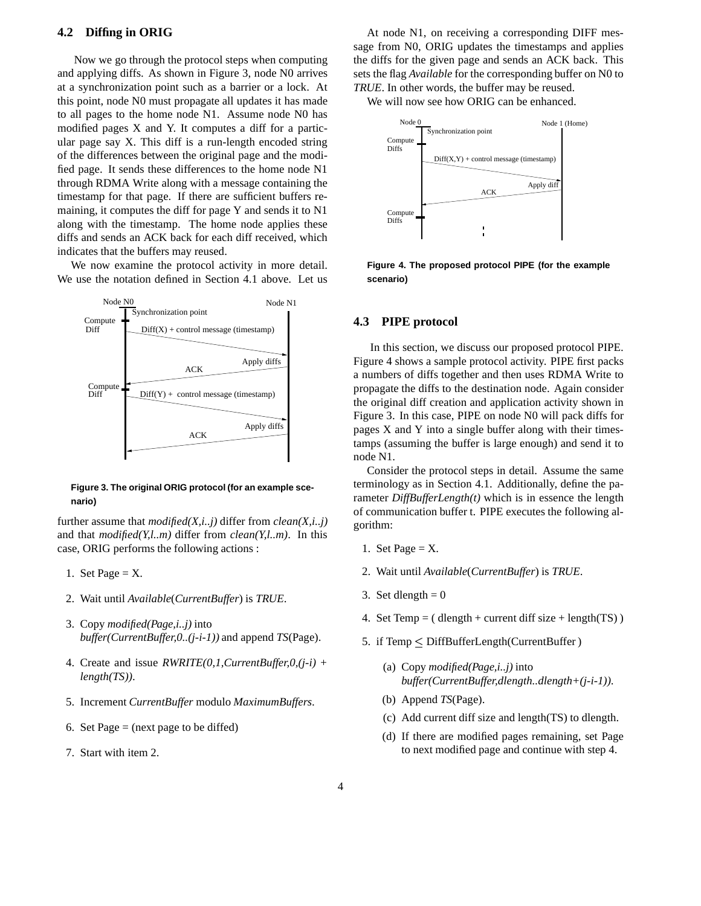### 4.2 Diffing in ORIG

Now we go through the protocol steps when computing and applying diffs. As shown in Figure 3, node N0 arrives at a synchronization point such as a barrier or a lock. At this point, node N0 must propagate all updates it has made to all pages to the home node N1. Assume node N0 has modified pages X and Y. It computes a diff for a particular page say X. This diff is a run-length encoded string of the differences between the original page and the modified page. It sends these differences to the home node N1 through RDMA Write along with a message containing the timestamp for that page. If there are sufficient buffers remaining, it computes the diff for page Y and sends it to N1 along with the timestamp. The home node applies these diffs and sends an ACK back for each diff received, which indicates that the buffers may reused.

We now examine the protocol activity in more detail. We use the notation defined in Section 4.1 above. Let us further assume that *modified(X,i..j)* differ from *clean(X,i..j)* and that *modified(Y,l..m)* differ from *clean(Y,l..m)*. In this case, ORIG performs the following actions :

**Figure 3. The original ORIG protocol (for an example scenario)**

1. Set Page = X.
2. Wait until *Available*(*CurrentBuffer*) is *TRUE*.
3. Copy *modified(Page,i..j)* into *buffer(CurrentBuffer,0..(j-i-1))* and append *TS*(Page).
4. Create and issue *RWRITE(0,1,CurrentBuffer,0,(j-i) + length(TS))*.
5. Increment *CurrentBuffer* modulo *MaximumBuffers*.
6. Set Page = (next page to be diffed)
7. Start with item 2.

At node N1, on receiving a corresponding DIFF message from N0, ORIG updates the timestamps and applies the diffs for the given page and sends an ACK back. This sets the flag *Available* for the corresponding buffer on N0 to *TRUE*. In other words, the buffer may be reused.

We will now see how ORIG can be enhanced.

**Figure 4. The proposed protocol PIPE (for the example scenario)**

### 4.3 PIPE protocol

In this section, we discuss our proposed protocol PIPE. Figure 4 shows a sample protocol activity. PIPE first packs a numbers of diffs together and then uses RDMA Write to propagate the diffs to the destination node. Again consider the original diff creation and application activity shown in Figure 3. In this case, PIPE on node N0 will pack diffs for pages X and Y into a single buffer along with their timestamps (assuming the buffer is large enough) and send it to node N1.

Consider the protocol steps in detail. Assume the same terminology as in Section 4.1. Additionally, define the parameter *DiffBufferLength(t)* which is in essence the length of communication buffer t. PIPE executes the following algorithm:

1. Set Page = X.
2. Wait until *Available*(*CurrentBuffer*) is *TRUE*.
3. Set dlength = 0
4. Set Temp = ( dlength + current diff size + length(TS) )
5. if Temp $\leq$ DiffBufferLength(CurrentBuffer )
   (a) Copy *modified(Page,i..j)* into *buffer(CurrentBuffer,dlength..dlength+(j-i-1))*.
   (b) Append *TS*(Page).
   (c) Add current diff size and length(TS) to dlength.
   (d) If there are modified pages remaining, set Page to next modified page and continue with step 4.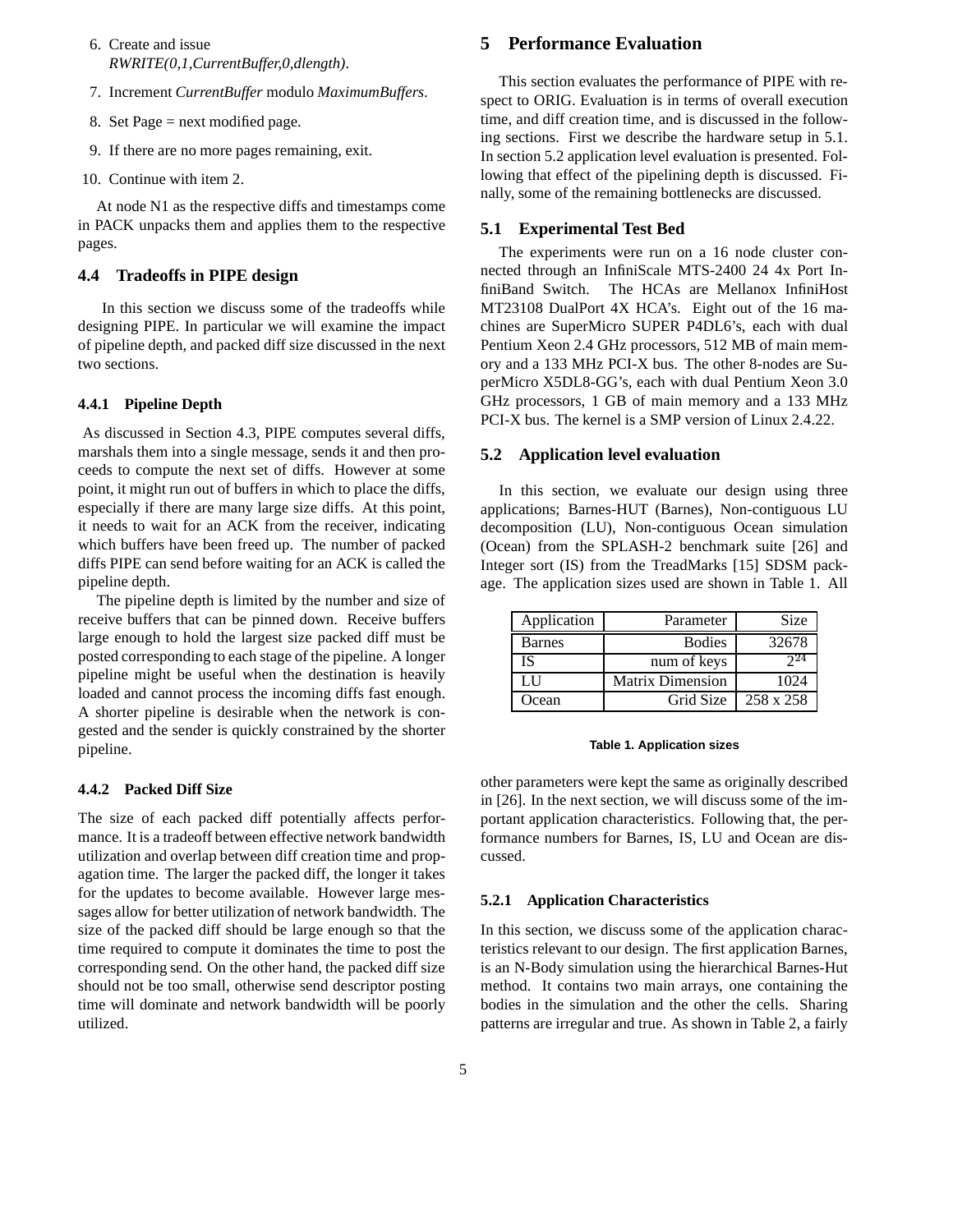6. Create and issue *RWRITE(0,1,CurrentBuffer,0,dlength)*.
7. Increment *CurrentBuffer* modulo *MaximumBuffers*.
8. Set Page = next modified page.
9. If there are no more pages remaining, exit.
10. Continue with item 2.

At node N1 as the respective diffs and timestamps come in PACK unpacks them and applies them to the respective pages.

### 4.4 Tradeoffs in PIPE design

In this section we discuss some of the tradeoffs while designing PIPE. In particular we will examine the impact of pipeline depth, and packed diff size discussed in the next two sections.

#### 4.4.1 Pipeline Depth

As discussed in Section 4.3, PIPE computes several diffs, marshals them into a single message, sends it and then proceeds to compute the next set of diffs. However at some point, it might run out of buffers in which to place the diffs, especially if there are many large size diffs. At this point, it needs to wait for an ACK from the receiver, indicating which buffers have been freed up. The number of packed diffs PIPE can send before waiting for an ACK is called the pipeline depth.

The pipeline depth is limited by the number and size of receive buffers that can be pinned down. Receive buffers large enough to hold the largest size packed diff must be posted corresponding to each stage of the pipeline. A longer pipeline might be useful when the destination is heavily loaded and cannot process the incoming diffs fast enough. A shorter pipeline is desirable when the network is congested and the sender is quickly constrained by the shorter pipeline.

#### 4.4.2 Packed Diff Size

The size of each packed diff potentially affects performance. It is a tradeoff between effective network bandwidth utilization and overlap between diff creation time and propagation time. The larger the packed diff, the longer it takes for the updates to become available. However large messages allow for better utilization of network bandwidth. The size of the packed diff should be large enough so that the time required to compute it dominates the time to post the corresponding send. On the other hand, the packed diff size should not be too small, otherwise send descriptor posting time will dominate and network bandwidth will be poorly utilized.

## 5 Performance Evaluation

This section evaluates the performance of PIPE with respect to ORIG. Evaluation is in terms of overall execution time, and diff creation time, and is discussed in the following sections. First we describe the hardware setup in 5.1. In section 5.2 application level evaluation is presented. Following that effect of the pipelining depth is discussed. Finally, some of the remaining bottlenecks are discussed.

### 5.1 Experimental Test Bed

The experiments were run on a 16 node cluster connected through an InfiniScale MTS-2400 24 4x Port InfiniBand Switch. The HCAs are Mellanox InfiniHost MT23108 DualPort 4X HCA's. Eight out of the 16 machines are SuperMicro SUPER P4DL6's, each with dual Pentium Xeon 2.4 GHz processors, 512 MB of main memory and a 133 MHz PCI-X bus. The other 8-nodes are SuperMicro X5DL8-GG's, each with dual Pentium Xeon 3.0 GHz processors, 1 GB of main memory and a 133 MHz PCI-X bus. The kernel is a SMP version of Linux 2.4.22.

### 5.2 Application level evaluation

In this section, we evaluate our design using three applications; Barnes-HUT (Barnes), Non-contiguous LU decomposition (LU), Non-contiguous Ocean simulation (Ocean) from the SPLASH-2 benchmark suite [26] and Integer sort (IS) from the TreadMarks [15] SDSM package. The application sizes used are shown in Table 1. All other parameters were kept the same as originally described in [26]. In the next section, we will discuss some of the important application characteristics. Following that, the performance numbers for Barnes, IS, LU and Ocean are discussed.

| Application | Parameter | Size |
|---|---|---|
| Barnes | Bodies | 32678 |
| IS | num of keys | $2^{24}$ |
| LU | Matrix Dimension | 1024 |
| Ocean | Grid Size | 258 x 258 |

**Table 1. Application sizes**

#### 5.2.1 Application Characteristics

In this section, we discuss some of the application characteristics relevant to our design. The first application Barnes, is an N-Body simulation using the hierarchical Barnes-Hut method. It contains two main arrays, one containing the bodies in the simulation and the other the cells. Sharing patterns are irregular and true. As shown in Table 2, a fairly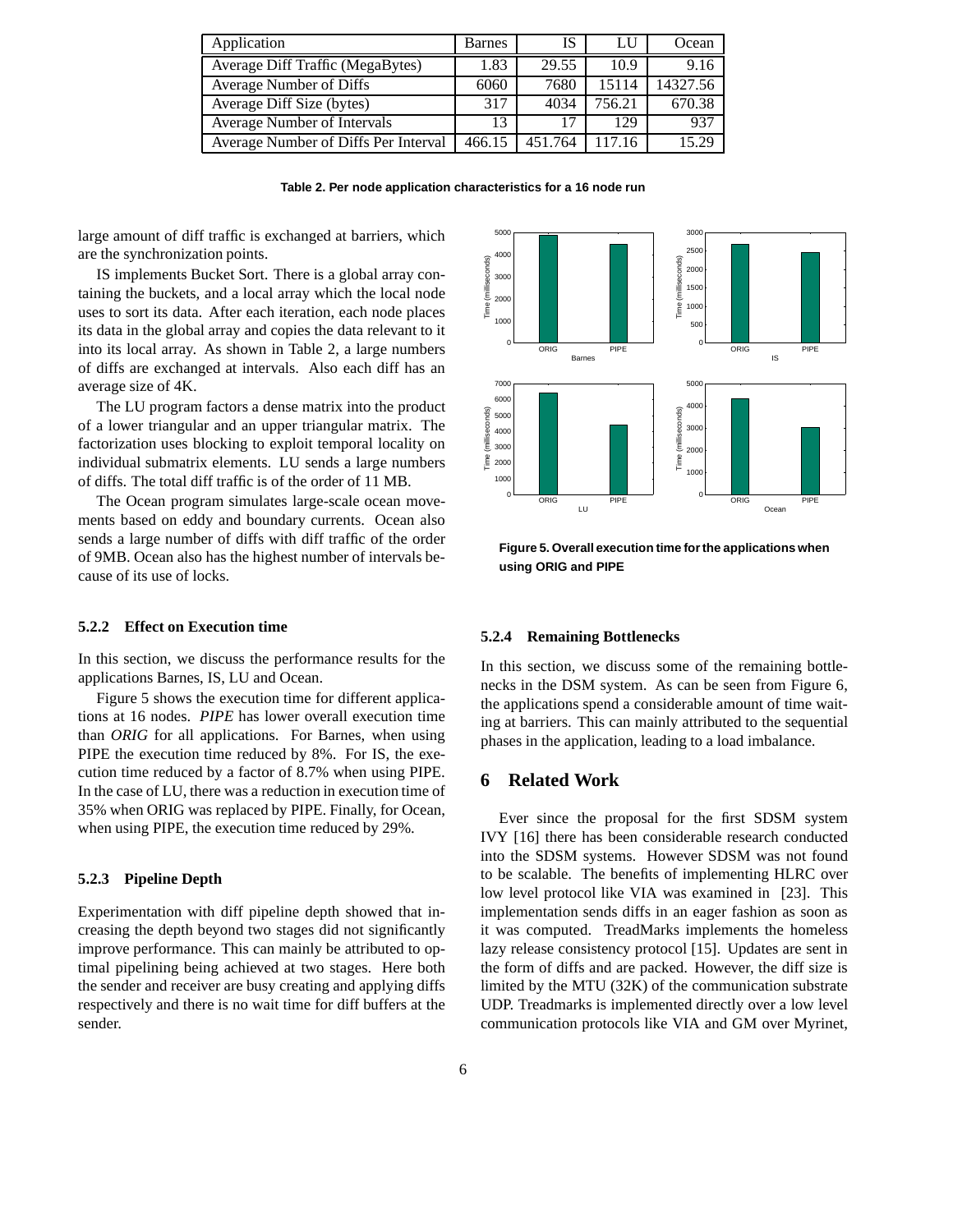| Application | Barnes | IS | LU | Ocean |
|---|---|---|---|---|
| Average Diff Traffic (MegaBytes) | 1.83 | 29.55 | 10.9 | 9.16 |
| Average Number of Diffs | 6060 | 7680 | 15114 | 14327.56 |
| Average Diff Size (bytes) | 317 | 4034 | 756.21 | 670.38 |
| Average Number of Intervals | 13 | 17 | 129 | 937 |
| Average Number of Diffs Per Interval | 466.15 | 451.764 | 117.16 | 15.29 |

**Table 2. Per node application characteristics for a 16 node run**

large amount of diff traffic is exchanged at barriers, which are the synchronization points.

IS implements Bucket Sort. There is a global array containing the buckets, and a local array which the local node uses to sort its data. After each iteration, each node places its data in the global array and copies the data relevant to it into its local array. As shown in Table 2, a large numbers of diffs are exchanged at intervals. Also each diff has an average size of 4K.

The LU program factors a dense matrix into the product of a lower triangular and an upper triangular matrix. The factorization uses blocking to exploit temporal locality on individual submatrix elements. LU sends a large numbers of diffs. The total diff traffic is of the order of 11 MB.

The Ocean program simulates large-scale ocean movements based on eddy and boundary currents. Ocean also sends a large number of diffs with diff traffic of the order of 9MB. Ocean also has the highest number of intervals because of its use of locks.

#### 5.2.2 Effect on Execution time

In this section, we discuss the performance results for the applications Barnes, IS, LU and Ocean.

Figure 5 shows the execution time for different applications at 16 nodes. *PIPE* has lower overall execution time than *ORIG* for all applications. For Barnes, when using PIPE the execution time reduced by 8%. For IS, the execution time reduced by a factor of 8.7% when using PIPE. In the case of LU, there was a reduction in execution time of 35% when ORIG was replaced by PIPE. Finally, for Ocean, when using PIPE, the execution time reduced by 29%.

#### 5.2.3 Pipeline Depth

Experimentation with diff pipeline depth showed that increasing the depth beyond two stages did not significantly improve performance. This can mainly be attributed to optimal pipelining being achieved at two stages. Here both the sender and receiver are busy creating and applying diffs respectively and there is no wait time for diff buffers at the sender.

**Figure 5. Overall execution time for the applications when using ORIG and PIPE**

#### 5.2.4 Remaining Bottlenecks

In this section, we discuss some of the remaining bottlenecks in the DSM system. As can be seen from Figure 6, the applications spend a considerable amount of time waiting at barriers. This can mainly attributed to the sequential phases in the application, leading to a load imbalance.

## 6 Related Work

Ever since the proposal for the first SDSM system IVY [16] there has been considerable research conducted into the SDSM systems. However SDSM was not found to be scalable. The benefits of implementing HLRC over low level protocol like VIA was examined in [23]. This implementation sends diffs in an eager fashion as soon as it was computed. TreadMarks implements the homeless lazy release consistency protocol [15]. Updates are sent in the form of diffs and are packed. However, the diff size is limited by the MTU (32K) of the communication substrate UDP. Treadmarks is implemented directly over a low level communication protocols like VIA and GM over Myrinet,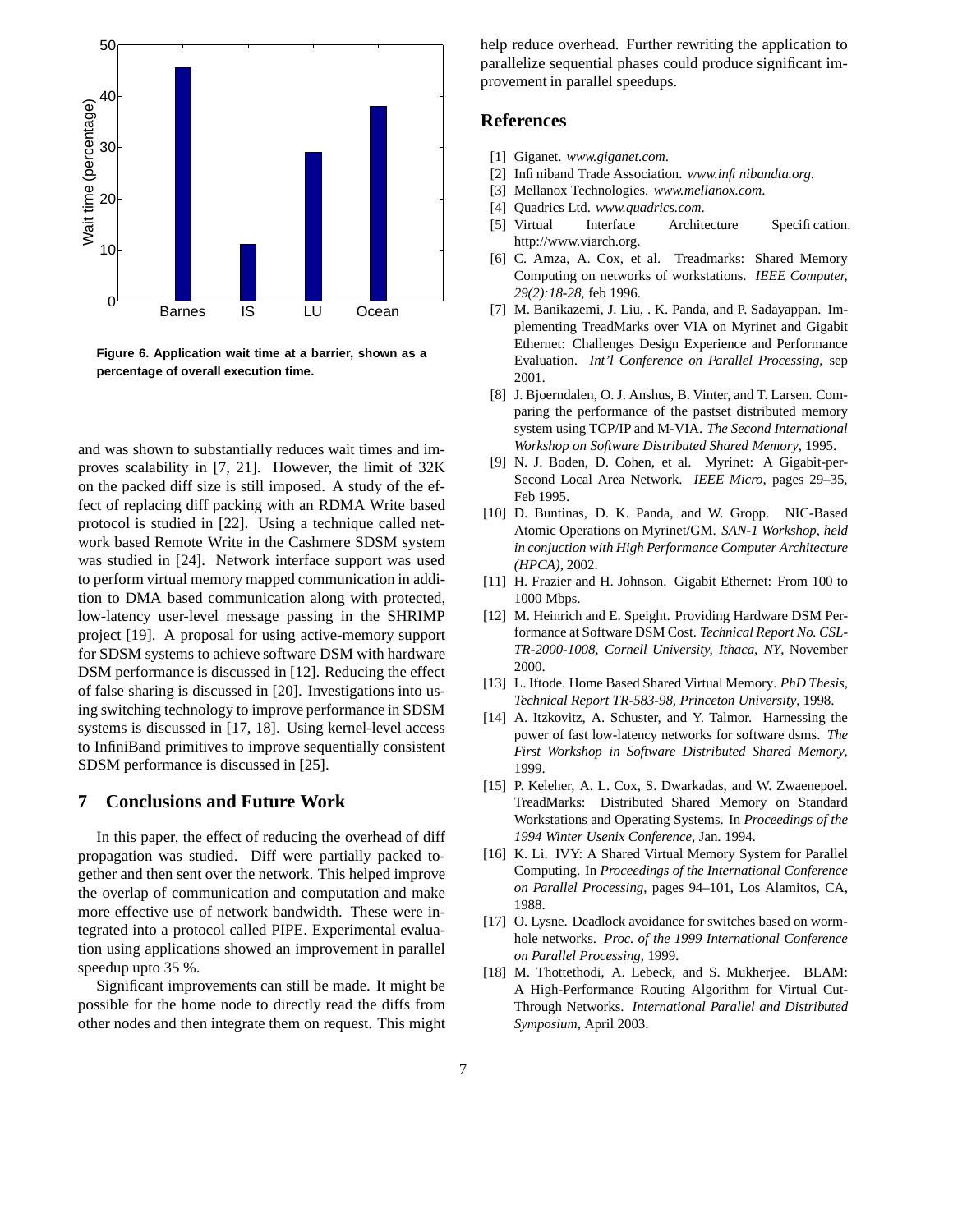Figure 6. Application wait time at a barrier, shown as a percentage of overall execution time.

and was shown to substantially reduces wait times and improves scalability in [7, 21]. However, the limit of 32K on the packed diff size is still imposed. A study of the effect of replacing diff packing with an RDMA Write based protocol is studied in [22]. Using a technique called network based Remote Write in the Cashmere SDSM system was studied in [24]. Network interface support was used to perform virtual memory mapped communication in addition to DMA based communication along with protected, low-latency user-level message passing in the SHRIMP project [19]. A proposal for using active-memory support for SDSM systems to achieve software DSM with hardware DSM performance is discussed in [12]. Reducing the effect of false sharing is discussed in [20]. Investigations into using switching technology to improve performance in SDSM systems is discussed in [17, 18]. Using kernel-level access to InfiniBand primitives to improve sequentially consistent SDSM performance is discussed in [25].

## 7 Conclusions and Future Work

In this paper, the effect of reducing the overhead of diff propagation was studied. Diff were partially packed together and then sent over the network. This helped improve the overlap of communication and computation and make more effective use of network bandwidth. These were integrated into a protocol called PIPE. Experimental evaluation using applications showed an improvement in parallel speedup upto 35 %.

Significant improvements can still be made. It might be possible for the home node to directly read the diffs from other nodes and then integrate them on request. This might help reduce overhead. Further rewriting the application to parallelize sequential phases could produce significant improvement in parallel speedups.

## References

[1] Giganet. *www.giganet.com*.

[2] Infiniband Trade Association. *www.infinibandta.org*.

[3] Mellanox Technologies. *www.mellanox.com*.

[4] Quadrics Ltd. *www.quadrics.com*.

[5] Virtual Interface Architecture Specification. http://www.viarch.org.

[6] C. Amza, A. Cox, et al. Treadmarks: Shared Memory Computing on networks of workstations. *IEEE Computer, 29(2):18-28*, feb 1996.

[7] M. Banikazemi, J. Liu, . K. Panda, and P. Sadayappan. Implementing TreadMarks over VIA on Myrinet and Gigabit Ethernet: Challenges Design Experience and Performance Evaluation. *Int'l Conference on Parallel Processing*, sep 2001.

[8] J. Bjoerndalen, O. J. Anshus, B. Vinter, and T. Larsen. Comparing the performance of the pastset distributed memory system using TCP/IP and M-VIA. *The Second International Workshop on Software Distributed Shared Memory*, 1995.

[9] N. J. Boden, D. Cohen, et al. Myrinet: A Gigabit-per-Second Local Area Network. *IEEE Micro*, pages 29–35, Feb 1995.

[10] D. Buntinas, D. K. Panda, and W. Gropp. NIC-Based Atomic Operations on Myrinet/GM. *SAN-1 Workshop, held in conjuction with High Performance Computer Architecture (HPCA)*, 2002.

[11] H. Frazier and H. Johnson. Gigabit Ethernet: From 100 to 1000 Mbps.

[12] M. Heinrich and E. Speight. Providing Hardware DSM Performance at Software DSM Cost. *Technical Report No. CSL-TR-2000-1008, Cornell University, Ithaca, NY*, November 2000.

[13] L. Iftode. Home Based Shared Virtual Memory. *PhD Thesis, Technical Report TR-583-98, Princeton University*, 1998.

[14] A. Itzkovitz, A. Schuster, and Y. Talmor. Harnessing the power of fast low-latency networks for software dsms. *The First Workshop in Software Distributed Shared Memory*, 1999.

[15] P. Keleher, A. L. Cox, S. Dwarkadas, and W. Zwaenepoel. TreadMarks: Distributed Shared Memory on Standard Workstations and Operating Systems. In *Proceedings of the 1994 Winter Usenix Conference*, Jan. 1994.

[16] K. Li. IVY: A Shared Virtual Memory System for Parallel Computing. In *Proceedings of the International Conference on Parallel Processing*, pages 94–101, Los Alamitos, CA, 1988.

[17] O. Lysne. Deadlock avoidance for switches based on wormhole networks. *Proc. of the 1999 International Conference on Parallel Processing*, 1999.

[18] M. Thottethodi, A. Lebeck, and S. Mukherjee. BLAM: A High-Performance Routing Algorithm for Virtual Cut-Through Networks. *International Parallel and Distributed Symposium*, April 2003.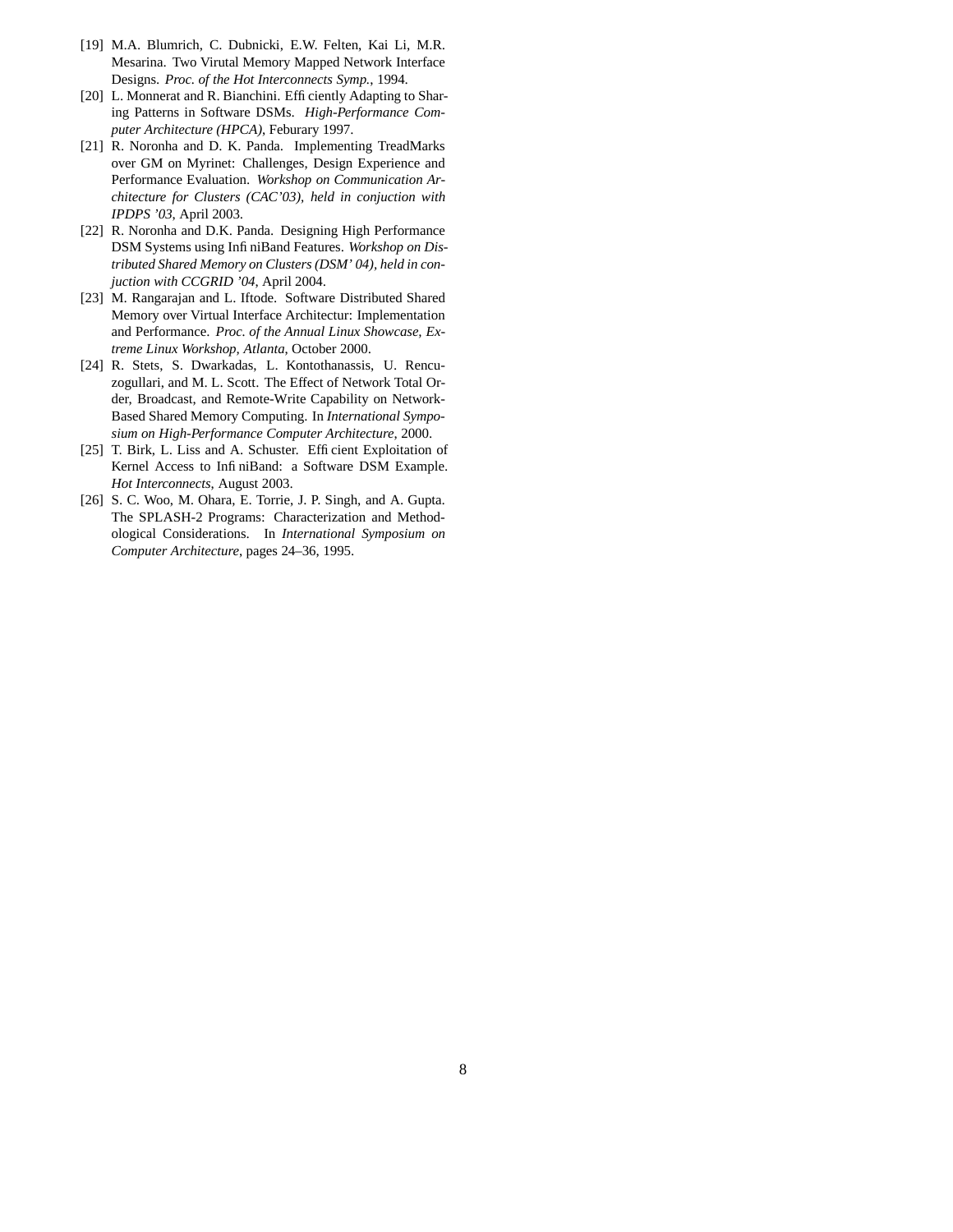[19] M.A. Blumrich, C. Dubnicki, E.W. Felten, Kai Li, M.R. Mesarina. Two Virutal Memory Mapped Network Interface Designs. *Proc. of the Hot Interconnects Symp.*, 1994.

[20] L. Monnerat and R. Bianchini. Efficiently Adapting to Sharing Patterns in Software DSMs. *High-Performance Computer Architecture (HPCA)*, Feburary 1997.

[21] R. Noronha and D. K. Panda. Implementing TreadMarks over GM on Myrinet: Challenges, Design Experience and Performance Evaluation. *Workshop on Communication Architecture for Clusters (CAC'03), held in conjuction with IPDPS '03*, April 2003.

[22] R. Noronha and D.K. Panda. Designing High Performance DSM Systems using InfiniBand Features. *Workshop on Distributed Shared Memory on Clusters (DSM' 04), held in conjuction with CCGRID '04*, April 2004.

[23] M. Rangarajan and L. Iftode. Software Distributed Shared Memory over Virtual Interface Architectur: Implementation and Performance. *Proc. of the Annual Linux Showcase, Extreme Linux Workshop, Atlanta*, October 2000.

[24] R. Stets, S. Dwarkadas, L. Kontothanassis, U. Rencuzogullari, and M. L. Scott. The Effect of Network Total Order, Broadcast, and Remote-Write Capability on Network-Based Shared Memory Computing. In *International Symposium on High-Performance Computer Architecture*, 2000.

[25] T. Birk, L. Liss and A. Schuster. Efficient Exploitation of Kernel Access to InfiniBand: a Software DSM Example. *Hot Interconnects*, August 2003.

[26] S. C. Woo, M. Ohara, E. Torrie, J. P. Singh, and A. Gupta. The SPLASH-2 Programs: Characterization and Methodological Considerations. In *International Symposium on Computer Architecture*, pages 24–36, 1995.